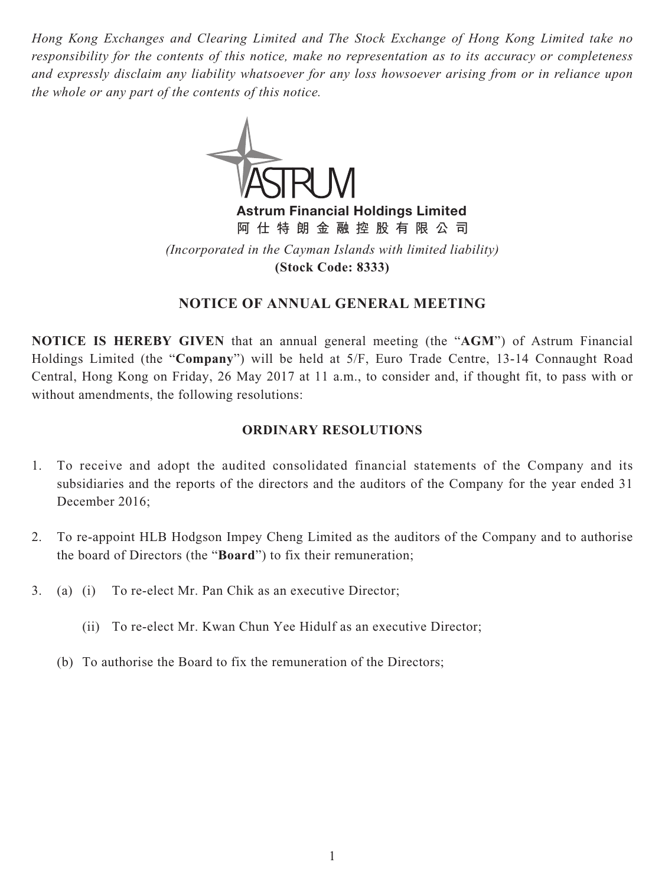*Hong Kong Exchanges and Clearing Limited and The Stock Exchange of Hong Kong Limited take no responsibility for the contents of this notice, make no representation as to its accuracy or completeness and expressly disclaim any liability whatsoever for any loss howsoever arising from or in reliance upon the whole or any part of the contents of this notice.*

**Astrum Financial Holdings Limited**
**阿仕特朗金融控股有限公司**

*(Incorporated in the Cayman Islands with limited liability)*
**(Stock Code: 8333)**

## NOTICE OF ANNUAL GENERAL MEETING

**NOTICE IS HEREBY GIVEN** that an annual general meeting (the "**AGM**") of Astrum Financial Holdings Limited (the "**Company**") will be held at 5/F, Euro Trade Centre, 13-14 Connaught Road Central, Hong Kong on Friday, 26 May 2017 at 11 a.m., to consider and, if thought fit, to pass with or without amendments, the following resolutions:

### ORDINARY RESOLUTIONS

1. To receive and adopt the audited consolidated financial statements of the Company and its subsidiaries and the reports of the directors and the auditors of the Company for the year ended 31 December 2016;

2. To re-appoint HLB Hodgson Impey Cheng Limited as the auditors of the Company and to authorise the board of Directors (the "**Board**") to fix their remuneration;

3. (a) (i) To re-elect Mr. Pan Chik as an executive Director;

   (ii) To re-elect Mr. Kwan Chun Yee Hidulf as an executive Director;

   (b) To authorise the Board to fix the remuneration of the Directors;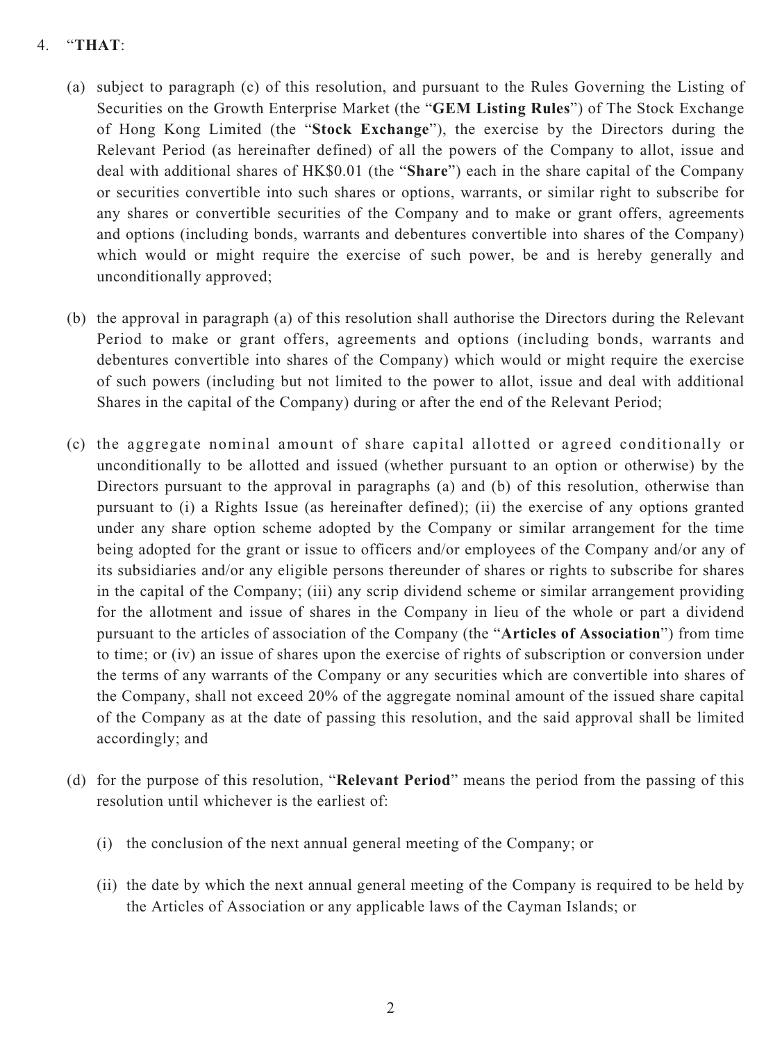4. “**THAT**:

   (a) subject to paragraph (c) of this resolution, and pursuant to the Rules Governing the Listing of Securities on the Growth Enterprise Market (the “**GEM Listing Rules**”) of The Stock Exchange of Hong Kong Limited (the “**Stock Exchange**”), the exercise by the Directors during the Relevant Period (as hereinafter defined) of all the powers of the Company to allot, issue and deal with additional shares of HK$0.01 (the “**Share**”) each in the share capital of the Company or securities convertible into such shares or options, warrants, or similar right to subscribe for any shares or convertible securities of the Company and to make or grant offers, agreements and options (including bonds, warrants and debentures convertible into shares of the Company) which would or might require the exercise of such power, be and is hereby generally and unconditionally approved;

   (b) the approval in paragraph (a) of this resolution shall authorise the Directors during the Relevant Period to make or grant offers, agreements and options (including bonds, warrants and debentures convertible into shares of the Company) which would or might require the exercise of such powers (including but not limited to the power to allot, issue and deal with additional Shares in the capital of the Company) during or after the end of the Relevant Period;

   (c) the aggregate nominal amount of share capital allotted or agreed conditionally or unconditionally to be allotted and issued (whether pursuant to an option or otherwise) by the Directors pursuant to the approval in paragraphs (a) and (b) of this resolution, otherwise than pursuant to (i) a Rights Issue (as hereinafter defined); (ii) the exercise of any options granted under any share option scheme adopted by the Company or similar arrangement for the time being adopted for the grant or issue to officers and/or employees of the Company and/or any of its subsidiaries and/or any eligible persons thereunder of shares or rights to subscribe for shares in the capital of the Company; (iii) any scrip dividend scheme or similar arrangement providing for the allotment and issue of shares in the Company in lieu of the whole or part a dividend pursuant to the articles of association of the Company (the “**Articles of Association**”) from time to time; or (iv) an issue of shares upon the exercise of rights of subscription or conversion under the terms of any warrants of the Company or any securities which are convertible into shares of the Company, shall not exceed 20% of the aggregate nominal amount of the issued share capital of the Company as at the date of passing this resolution, and the said approval shall be limited accordingly; and

   (d) for the purpose of this resolution, “**Relevant Period**” means the period from the passing of this resolution until whichever is the earliest of:

      (i) the conclusion of the next annual general meeting of the Company; or

      (ii) the date by which the next annual general meeting of the Company is required to be held by the Articles of Association or any applicable laws of the Cayman Islands; or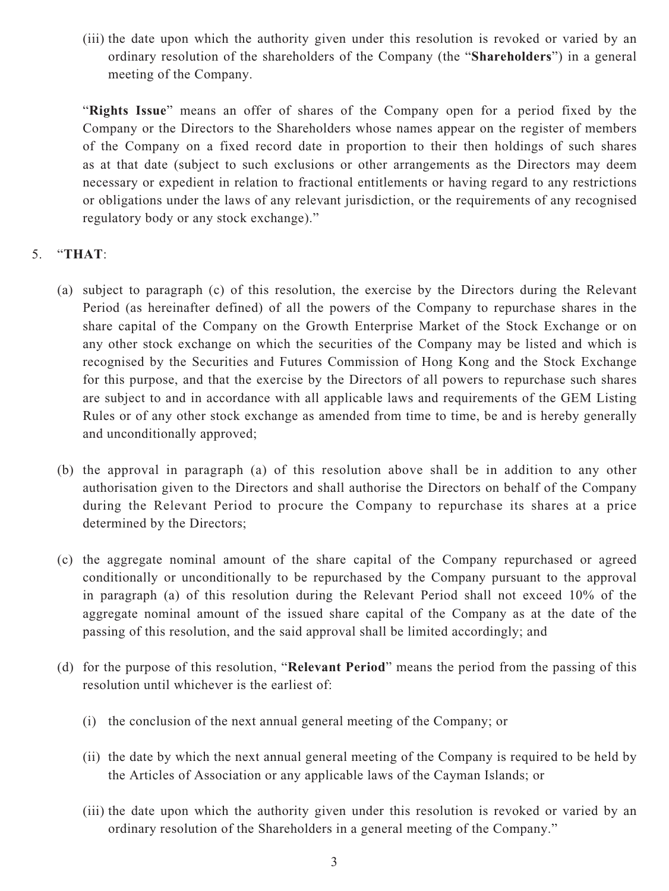(iii) the date upon which the authority given under this resolution is revoked or varied by an ordinary resolution of the shareholders of the Company (the "**Shareholders**") in a general meeting of the Company.

"**Rights Issue**" means an offer of shares of the Company open for a period fixed by the Company or the Directors to the Shareholders whose names appear on the register of members of the Company on a fixed record date in proportion to their then holdings of such shares as at that date (subject to such exclusions or other arrangements as the Directors may deem necessary or expedient in relation to fractional entitlements or having regard to any restrictions or obligations under the laws of any relevant jurisdiction, or the requirements of any recognised regulatory body or any stock exchange)."

5. "**THAT**:

(a) subject to paragraph (c) of this resolution, the exercise by the Directors during the Relevant Period (as hereinafter defined) of all the powers of the Company to repurchase shares in the share capital of the Company on the Growth Enterprise Market of the Stock Exchange or on any other stock exchange on which the securities of the Company may be listed and which is recognised by the Securities and Futures Commission of Hong Kong and the Stock Exchange for this purpose, and that the exercise by the Directors of all powers to repurchase such shares are subject to and in accordance with all applicable laws and requirements of the GEM Listing Rules or of any other stock exchange as amended from time to time, be and is hereby generally and unconditionally approved;

(b) the approval in paragraph (a) of this resolution above shall be in addition to any other authorisation given to the Directors and shall authorise the Directors on behalf of the Company during the Relevant Period to procure the Company to repurchase its shares at a price determined by the Directors;

(c) the aggregate nominal amount of the share capital of the Company repurchased or agreed conditionally or unconditionally to be repurchased by the Company pursuant to the approval in paragraph (a) of this resolution during the Relevant Period shall not exceed 10% of the aggregate nominal amount of the issued share capital of the Company as at the date of the passing of this resolution, and the said approval shall be limited accordingly; and

(d) for the purpose of this resolution, "**Relevant Period**" means the period from the passing of this resolution until whichever is the earliest of:

(i) the conclusion of the next annual general meeting of the Company; or

(ii) the date by which the next annual general meeting of the Company is required to be held by the Articles of Association or any applicable laws of the Cayman Islands; or

(iii) the date upon which the authority given under this resolution is revoked or varied by an ordinary resolution of the Shareholders in a general meeting of the Company."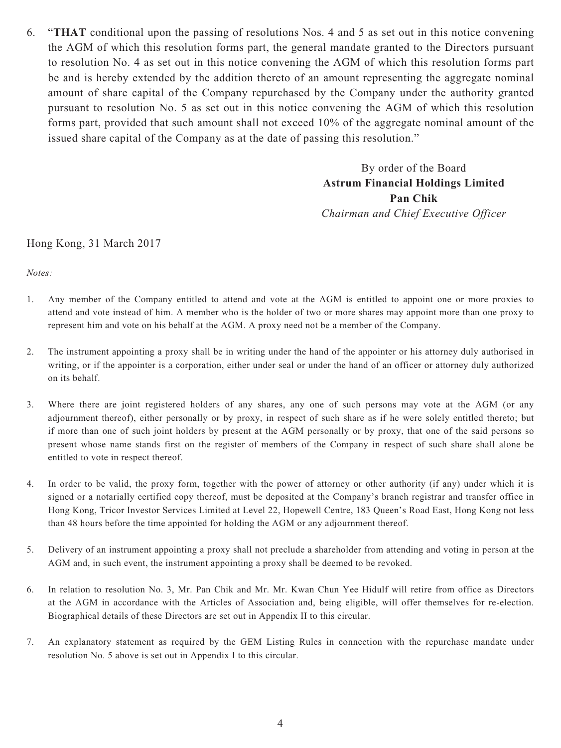6. "**THAT** conditional upon the passing of resolutions Nos. 4 and 5 as set out in this notice convening the AGM of which this resolution forms part, the general mandate granted to the Directors pursuant to resolution No. 4 as set out in this notice convening the AGM of which this resolution forms part be and is hereby extended by the addition thereto of an amount representing the aggregate nominal amount of share capital of the Company repurchased by the Company under the authority granted pursuant to resolution No. 5 as set out in this notice convening the AGM of which this resolution forms part, provided that such amount shall not exceed 10% of the aggregate nominal amount of the issued share capital of the Company as at the date of passing this resolution."

By order of the Board
**Astrum Financial Holdings Limited**
**Pan Chik**
*Chairman and Chief Executive Officer*

Hong Kong, 31 March 2017

*Notes:*

1. Any member of the Company entitled to attend and vote at the AGM is entitled to appoint one or more proxies to attend and vote instead of him. A member who is the holder of two or more shares may appoint more than one proxy to represent him and vote on his behalf at the AGM. A proxy need not be a member of the Company.

2. The instrument appointing a proxy shall be in writing under the hand of the appointer or his attorney duly authorised in writing, or if the appointer is a corporation, either under seal or under the hand of an officer or attorney duly authorized on its behalf.

3. Where there are joint registered holders of any shares, any one of such persons may vote at the AGM (or any adjournment thereof), either personally or by proxy, in respect of such share as if he were solely entitled thereto; but if more than one of such joint holders by present at the AGM personally or by proxy, that one of the said persons so present whose name stands first on the register of members of the Company in respect of such share shall alone be entitled to vote in respect thereof.

4. In order to be valid, the proxy form, together with the power of attorney or other authority (if any) under which it is signed or a notarially certified copy thereof, must be deposited at the Company's branch registrar and transfer office in Hong Kong, Tricor Investor Services Limited at Level 22, Hopewell Centre, 183 Queen's Road East, Hong Kong not less than 48 hours before the time appointed for holding the AGM or any adjournment thereof.

5. Delivery of an instrument appointing a proxy shall not preclude a shareholder from attending and voting in person at the AGM and, in such event, the instrument appointing a proxy shall be deemed to be revoked.

6. In relation to resolution No. 3, Mr. Pan Chik and Mr. Mr. Kwan Chun Yee Hidulf will retire from office as Directors at the AGM in accordance with the Articles of Association and, being eligible, will offer themselves for re-election. Biographical details of these Directors are set out in Appendix II to this circular.

7. An explanatory statement as required by the GEM Listing Rules in connection with the repurchase mandate under resolution No. 5 above is set out in Appendix I to this circular.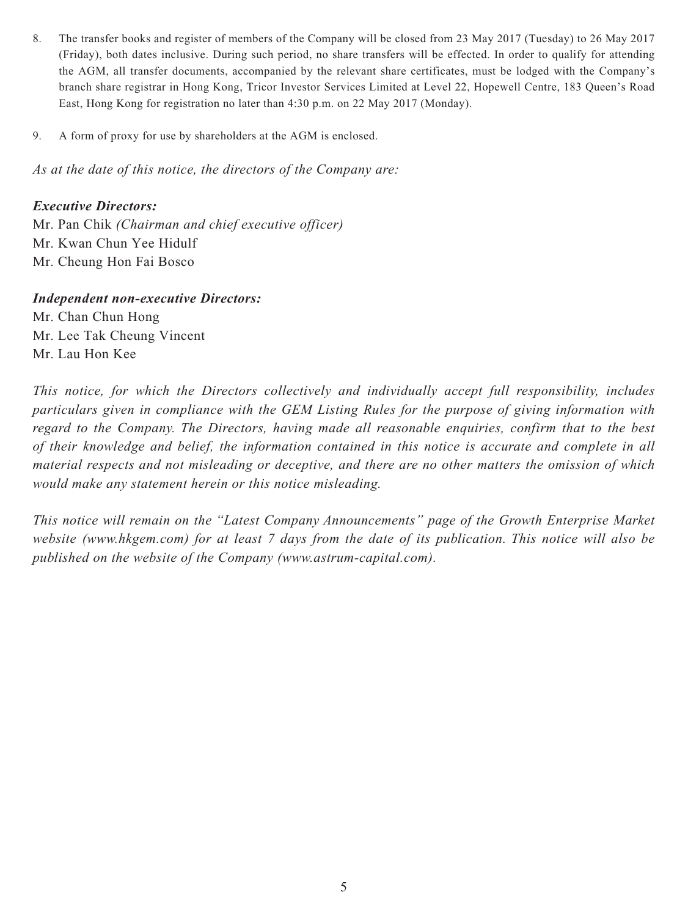8. The transfer books and register of members of the Company will be closed from 23 May 2017 (Tuesday) to 26 May 2017 (Friday), both dates inclusive. During such period, no share transfers will be effected. In order to qualify for attending the AGM, all transfer documents, accompanied by the relevant share certificates, must be lodged with the Company's branch share registrar in Hong Kong, Tricor Investor Services Limited at Level 22, Hopewell Centre, 183 Queen's Road East, Hong Kong for registration no later than 4:30 p.m. on 22 May 2017 (Monday).

9. A form of proxy for use by shareholders at the AGM is enclosed.

*As at the date of this notice, the directors of the Company are:*

***Executive Directors:***
Mr. Pan Chik *(Chairman and chief executive officer)*
Mr. Kwan Chun Yee Hidulf
Mr. Cheung Hon Fai Bosco

***Independent non-executive Directors:***
Mr. Chan Chun Hong
Mr. Lee Tak Cheung Vincent
Mr. Lau Hon Kee

*This notice, for which the Directors collectively and individually accept full responsibility, includes particulars given in compliance with the GEM Listing Rules for the purpose of giving information with regard to the Company. The Directors, having made all reasonable enquiries, confirm that to the best of their knowledge and belief, the information contained in this notice is accurate and complete in all material respects and not misleading or deceptive, and there are no other matters the omission of which would make any statement herein or this notice misleading.*

*This notice will remain on the "Latest Company Announcements" page of the Growth Enterprise Market website (www.hkgem.com) for at least 7 days from the date of its publication. This notice will also be published on the website of the Company (www.astrum-capital.com).*